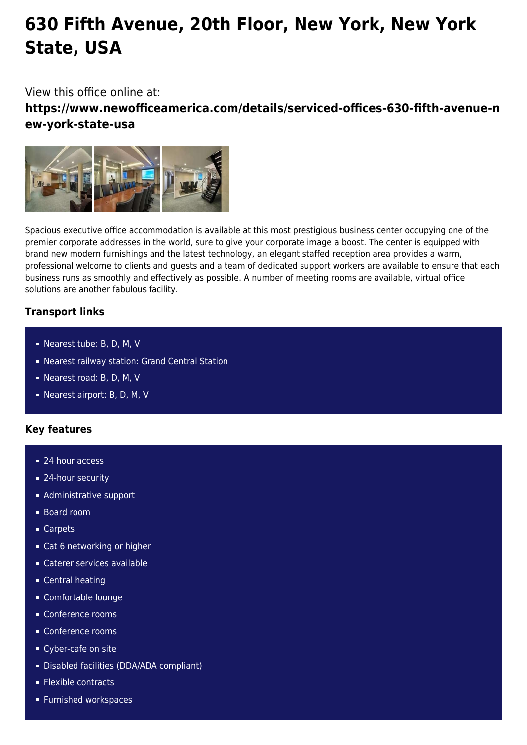# 630 Fifth Avenue, 20th Floor, New York, New York State, USA

View this office online at:

**https://www.newofficeamerica.com/details/serviced-offices-630-fifth-avenue-new-york-state-usa**

Spacious executive office accommodation is available at this most prestigious business center occupying one of the premier corporate addresses in the world, sure to give your corporate image a boost. The center is equipped with brand new modern furnishings and the latest technology, an elegant staffed reception area provides a warm, professional welcome to clients and guests and a team of dedicated support workers are available to ensure that each business runs as smoothly and effectively as possible. A number of meeting rooms are available, virtual office solutions are another fabulous facility.

### Transport links

- Nearest tube: B, D, M, V
- Nearest railway station: Grand Central Station
- Nearest road: B, D, M, V
- Nearest airport: B, D, M, V

### Key features

- 24 hour access
- 24-hour security
- Administrative support
- Board room
- Carpets
- Cat 6 networking or higher
- Caterer services available
- Central heating
- Comfortable lounge
- Conference rooms
- Conference rooms
- Cyber-cafe on site
- Disabled facilities (DDA/ADA compliant)
- Flexible contracts
- Furnished workspaces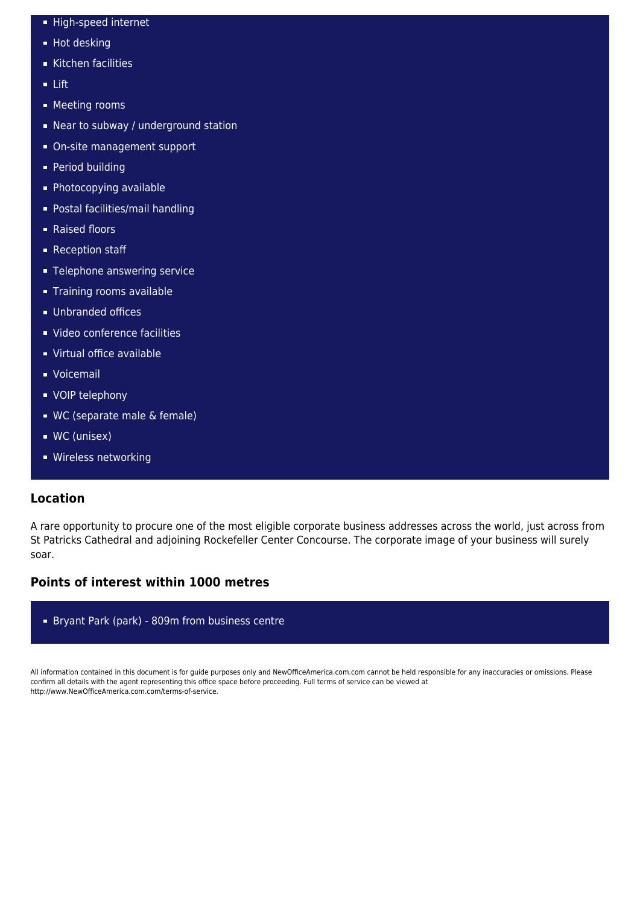- High-speed internet
- Hot desking
- Kitchen facilities
- Lift
- Meeting rooms
- Near to subway / underground station
- On-site management support
- Period building
- Photocopying available
- Postal facilities/mail handling
- Raised floors
- Reception staff
- Telephone answering service
- Training rooms available
- Unbranded offices
- Video conference facilities
- Virtual office available
- Voicemail
- VOIP telephony
- WC (separate male & female)
- WC (unisex)
- Wireless networking

## Location

A rare opportunity to procure one of the most eligible corporate business addresses across the world, just across from St Patricks Cathedral and adjoining Rockefeller Center Concourse. The corporate image of your business will surely soar.

## Points of interest within 1000 metres

- Bryant Park (park) - 809m from business centre

All information contained in this document is for guide purposes only and NewOfficeAmerica.com.com cannot be held responsible for any inaccuracies or omissions. Please confirm all details with the agent representing this office space before proceeding. Full terms of service can be viewed at http://www.NewOfficeAmerica.com.com/terms-of-service.